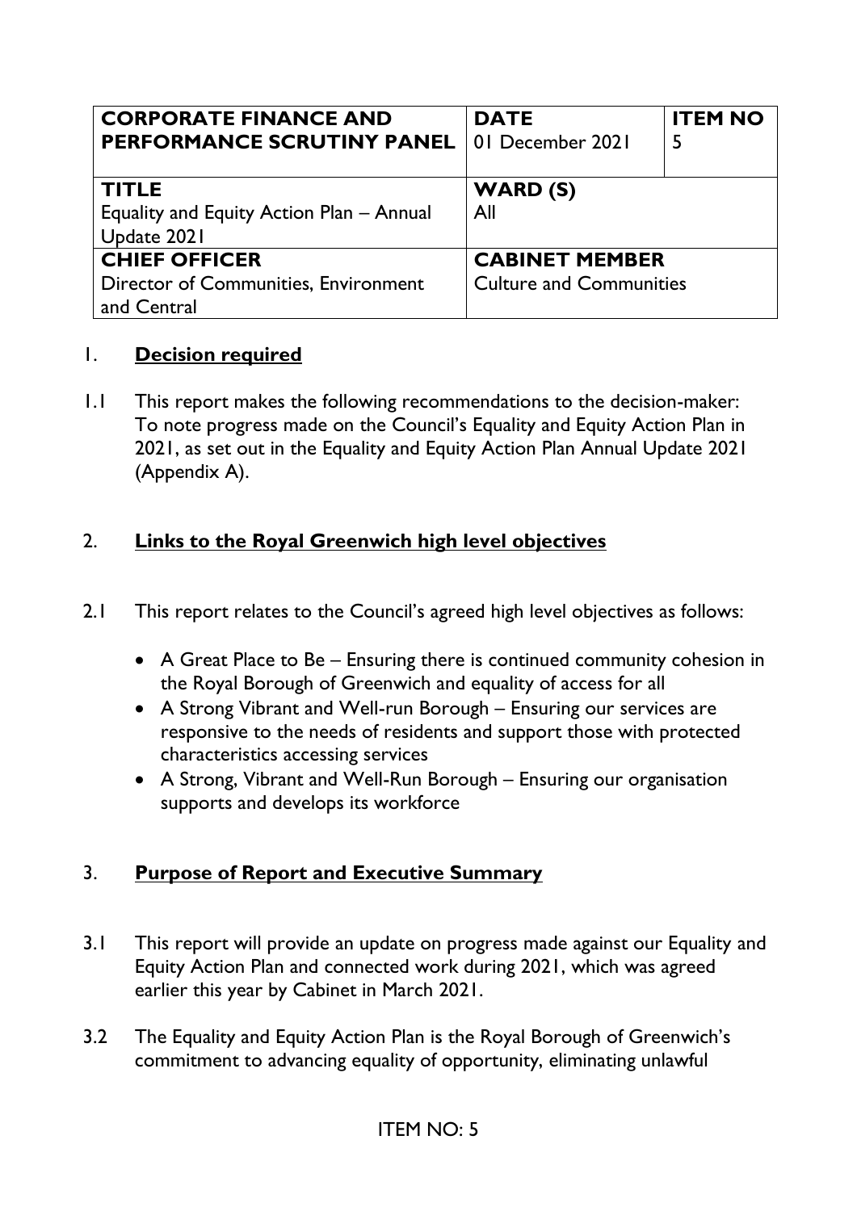| CORPORATE FINANCE AND PERFORMANCE SCRUTINY PANEL | DATE<br>01 December 2021 | ITEM NO<br>5 |
|---|---|---|
| **TITLE**<br>Equality and Equity Action Plan – Annual Update 2021 | **WARD (S)**<br>All | |
| **CHIEF OFFICER**<br>Director of Communities, Environment and Central | **CABINET MEMBER**<br>Culture and Communities | |

## 1. **Decision required**

1.1 This report makes the following recommendations to the decision-maker: To note progress made on the Council's Equality and Equity Action Plan in 2021, as set out in the Equality and Equity Action Plan Annual Update 2021 (Appendix A).

## 2. **Links to the Royal Greenwich high level objectives**

2.1 This report relates to the Council's agreed high level objectives as follows:

- A Great Place to Be – Ensuring there is continued community cohesion in the Royal Borough of Greenwich and equality of access for all
- A Strong Vibrant and Well-run Borough – Ensuring our services are responsive to the needs of residents and support those with protected characteristics accessing services
- A Strong, Vibrant and Well-Run Borough – Ensuring our organisation supports and develops its workforce

## 3. **Purpose of Report and Executive Summary**

3.1 This report will provide an update on progress made against our Equality and Equity Action Plan and connected work during 2021, which was agreed earlier this year by Cabinet in March 2021.

3.2 The Equality and Equity Action Plan is the Royal Borough of Greenwich's commitment to advancing equality of opportunity, eliminating unlawful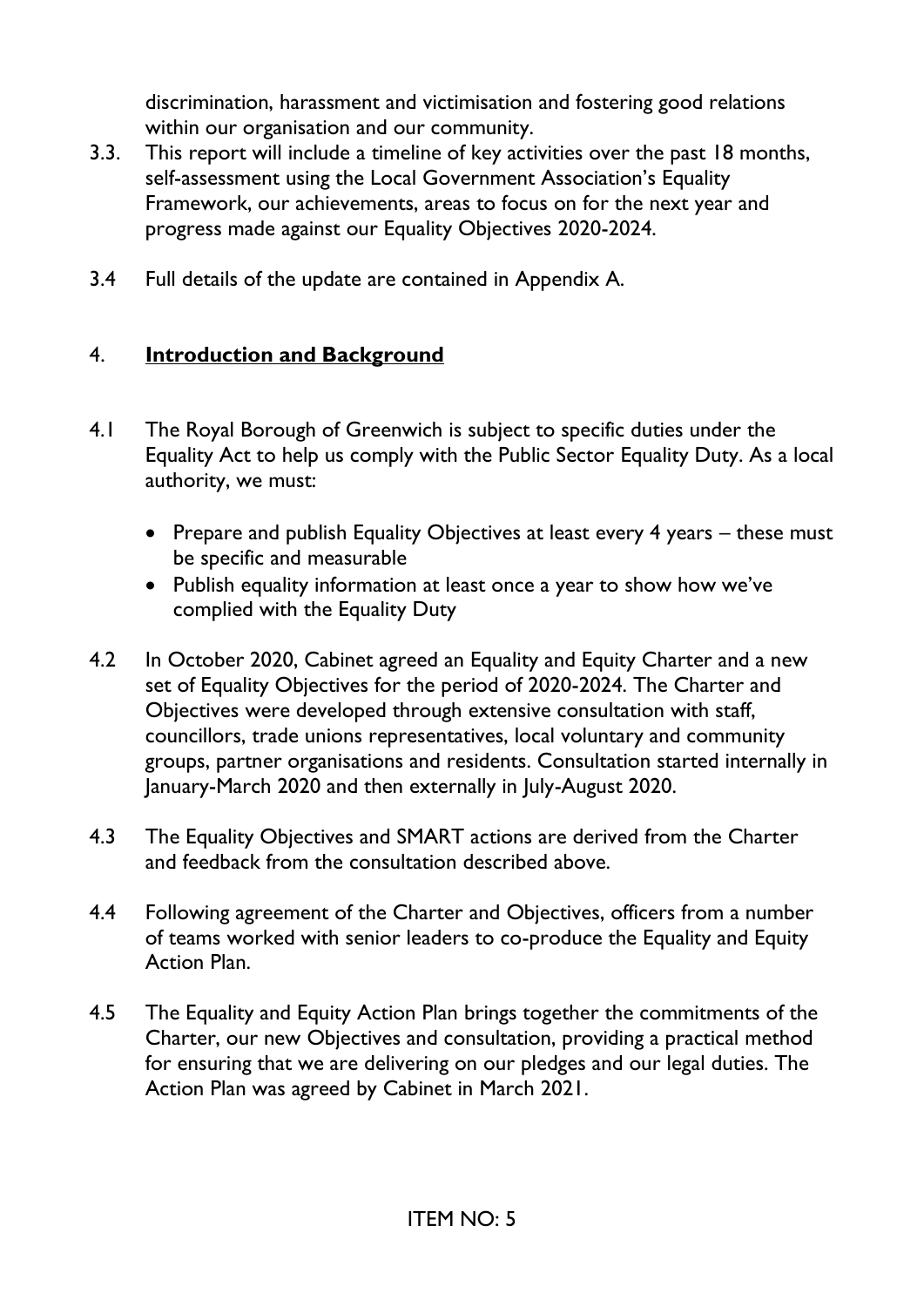discrimination, harassment and victimisation and fostering good relations within our organisation and our community.

3.3. This report will include a timeline of key activities over the past 18 months, self-assessment using the Local Government Association's Equality Framework, our achievements, areas to focus on for the next year and progress made against our Equality Objectives 2020-2024.

3.4 Full details of the update are contained in Appendix A.

## 4. **Introduction and Background**

4.1 The Royal Borough of Greenwich is subject to specific duties under the Equality Act to help us comply with the Public Sector Equality Duty. As a local authority, we must:

- Prepare and publish Equality Objectives at least every 4 years – these must be specific and measurable
- Publish equality information at least once a year to show how we've complied with the Equality Duty

4.2 In October 2020, Cabinet agreed an Equality and Equity Charter and a new set of Equality Objectives for the period of 2020-2024. The Charter and Objectives were developed through extensive consultation with staff, councillors, trade unions representatives, local voluntary and community groups, partner organisations and residents. Consultation started internally in January-March 2020 and then externally in July-August 2020.

4.3 The Equality Objectives and SMART actions are derived from the Charter and feedback from the consultation described above.

4.4 Following agreement of the Charter and Objectives, officers from a number of teams worked with senior leaders to co-produce the Equality and Equity Action Plan.

4.5 The Equality and Equity Action Plan brings together the commitments of the Charter, our new Objectives and consultation, providing a practical method for ensuring that we are delivering on our pledges and our legal duties. The Action Plan was agreed by Cabinet in March 2021.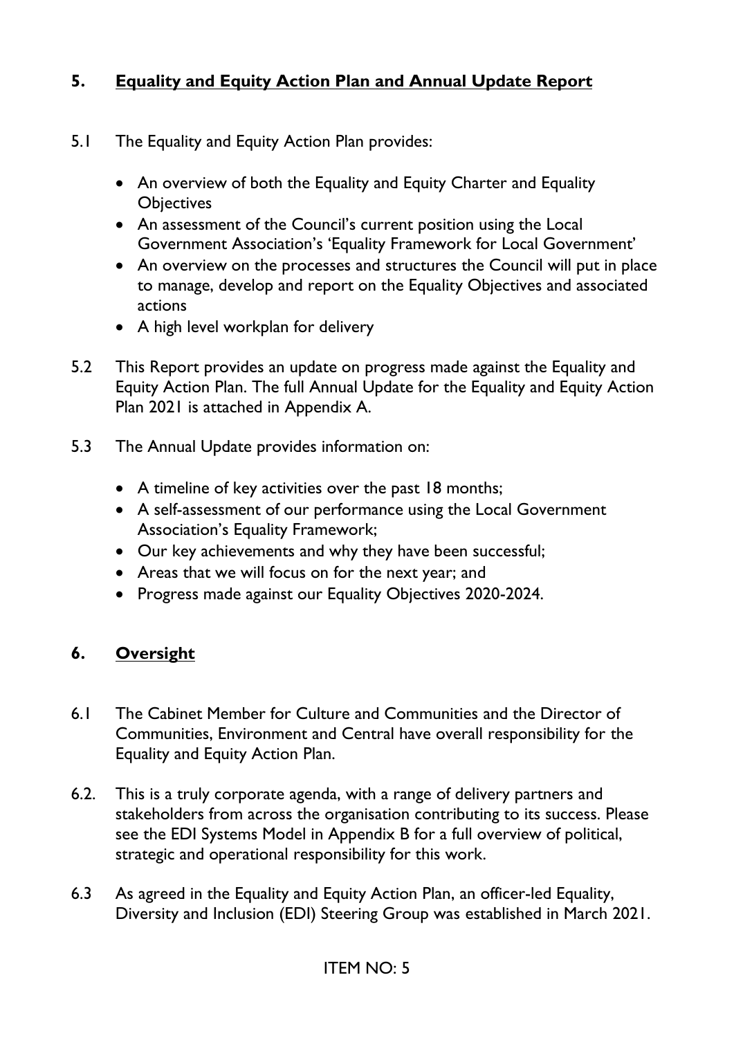## 5. <u>Equality and Equity Action Plan and Annual Update Report</u>

5.1 The Equality and Equity Action Plan provides:

- An overview of both the Equality and Equity Charter and Equality Objectives
- An assessment of the Council's current position using the Local Government Association's 'Equality Framework for Local Government'
- An overview on the processes and structures the Council will put in place to manage, develop and report on the Equality Objectives and associated actions
- A high level workplan for delivery

5.2 This Report provides an update on progress made against the Equality and Equity Action Plan. The full Annual Update for the Equality and Equity Action Plan 2021 is attached in Appendix A.

5.3 The Annual Update provides information on:

- A timeline of key activities over the past 18 months;
- A self-assessment of our performance using the Local Government Association's Equality Framework;
- Our key achievements and why they have been successful;
- Areas that we will focus on for the next year; and
- Progress made against our Equality Objectives 2020-2024.

## 6. <u>Oversight</u>

6.1 The Cabinet Member for Culture and Communities and the Director of Communities, Environment and Central have overall responsibility for the Equality and Equity Action Plan.

6.2. This is a truly corporate agenda, with a range of delivery partners and stakeholders from across the organisation contributing to its success. Please see the EDI Systems Model in Appendix B for a full overview of political, strategic and operational responsibility for this work.

6.3 As agreed in the Equality and Equity Action Plan, an officer-led Equality, Diversity and Inclusion (EDI) Steering Group was established in March 2021.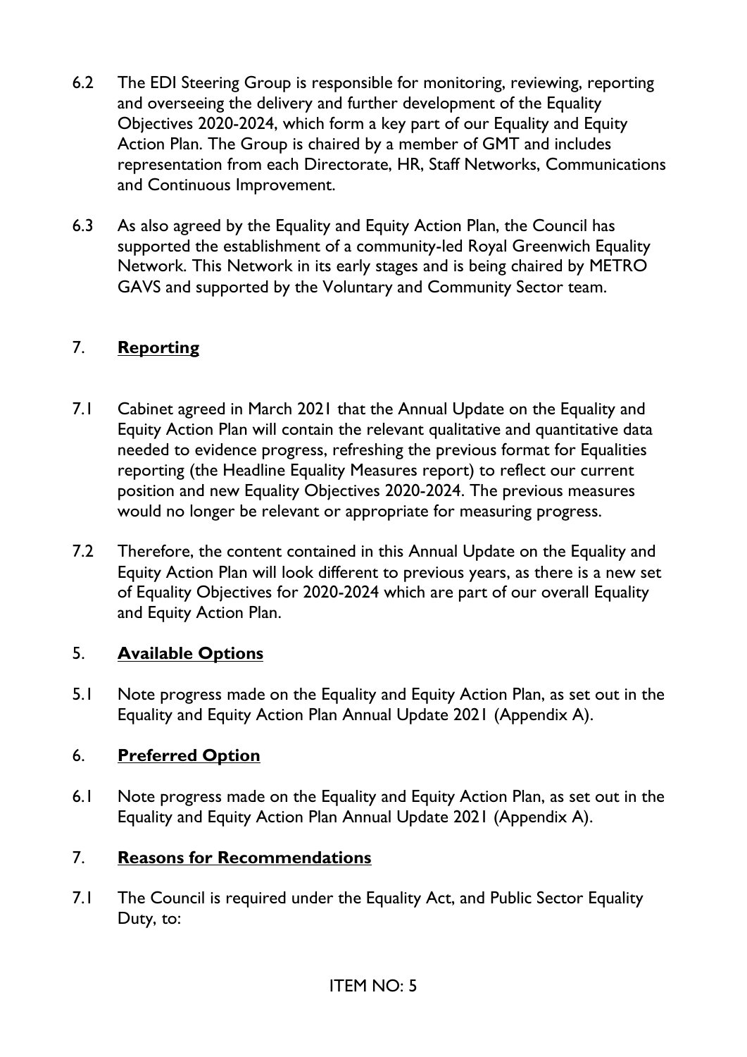6.2 The EDI Steering Group is responsible for monitoring, reviewing, reporting and overseeing the delivery and further development of the Equality Objectives 2020-2024, which form a key part of our Equality and Equity Action Plan. The Group is chaired by a member of GMT and includes representation from each Directorate, HR, Staff Networks, Communications and Continuous Improvement.

6.3 As also agreed by the Equality and Equity Action Plan, the Council has supported the establishment of a community-led Royal Greenwich Equality Network. This Network in its early stages and is being chaired by METRO GAVS and supported by the Voluntary and Community Sector team.

## 7. **Reporting**

7.1 Cabinet agreed in March 2021 that the Annual Update on the Equality and Equity Action Plan will contain the relevant qualitative and quantitative data needed to evidence progress, refreshing the previous format for Equalities reporting (the Headline Equality Measures report) to reflect our current position and new Equality Objectives 2020-2024. The previous measures would no longer be relevant or appropriate for measuring progress.

7.2 Therefore, the content contained in this Annual Update on the Equality and Equity Action Plan will look different to previous years, as there is a new set of Equality Objectives for 2020-2024 which are part of our overall Equality and Equity Action Plan.

## 5. **Available Options**

5.1 Note progress made on the Equality and Equity Action Plan, as set out in the Equality and Equity Action Plan Annual Update 2021 (Appendix A).

## 6. **Preferred Option**

6.1 Note progress made on the Equality and Equity Action Plan, as set out in the Equality and Equity Action Plan Annual Update 2021 (Appendix A).

## 7. **Reasons for Recommendations**

7.1 The Council is required under the Equality Act, and Public Sector Equality Duty, to: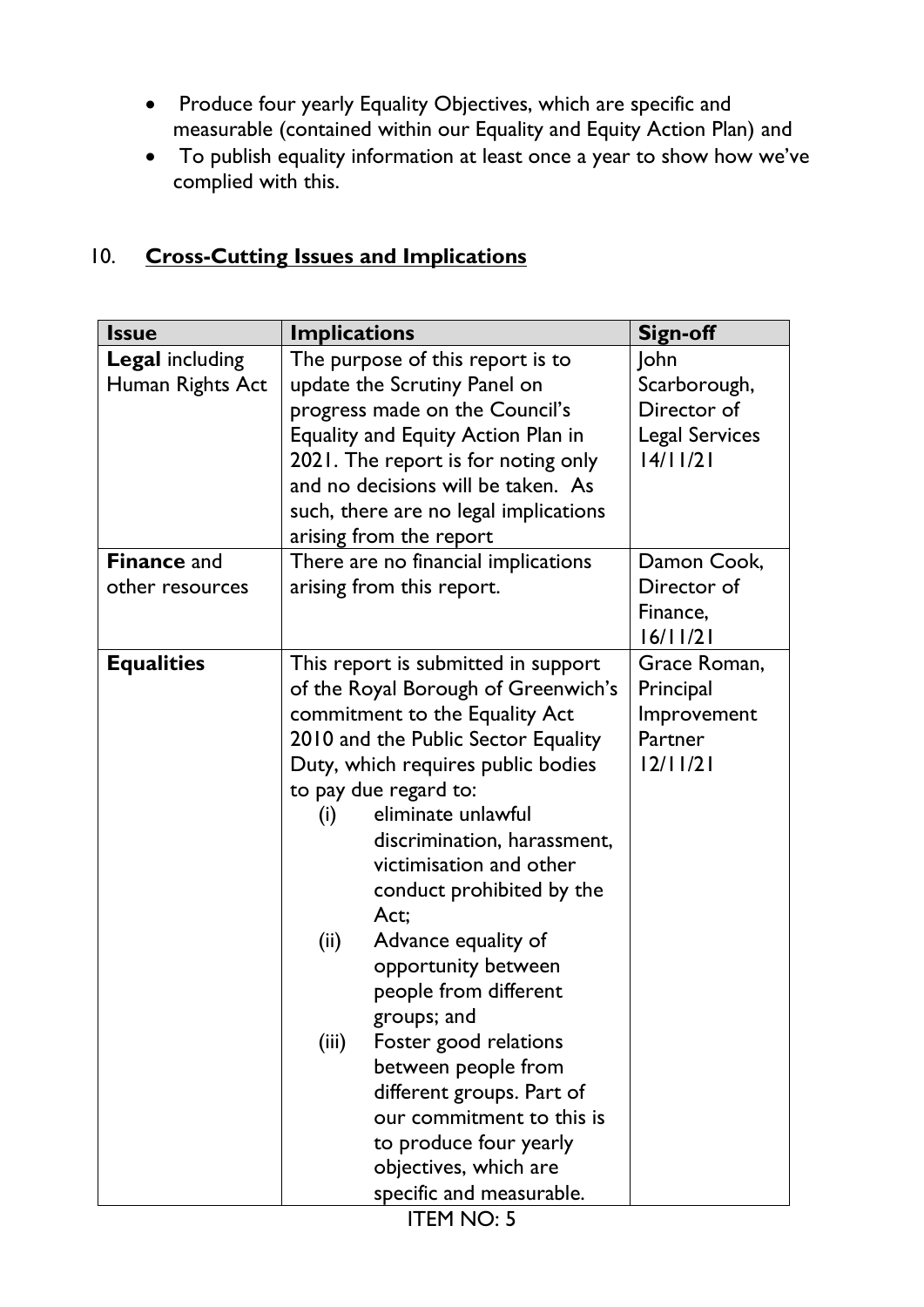- Produce four yearly Equality Objectives, which are specific and measurable (contained within our Equality and Equity Action Plan) and
- To publish equality information at least once a year to show how we've complied with this.

## 10. Cross-Cutting Issues and Implications

| Issue | Implications | Sign-off |
|---|---|---|
| **Legal** including Human Rights Act | The purpose of this report is to update the Scrutiny Panel on progress made on the Council's Equality and Equity Action Plan in 2021. The report is for noting only and no decisions will be taken. As such, there are no legal implications arising from the report | John Scarborough, Director of Legal Services 14/11/21 |
| **Finance** and other resources | There are no financial implications arising from this report. | Damon Cook, Director of Finance, 16/11/21 |
| **Equalities** | This report is submitted in support of the Royal Borough of Greenwich's commitment to the Equality Act 2010 and the Public Sector Equality Duty, which requires public bodies to pay due regard to: (i) eliminate unlawful discrimination, harassment, victimisation and other conduct prohibited by the Act; (ii) Advance equality of opportunity between people from different groups; and (iii) Foster good relations between people from different groups. Part of our commitment to this is to produce four yearly objectives, which are specific and measurable. | Grace Roman, Principal Improvement Partner 12/11/21 |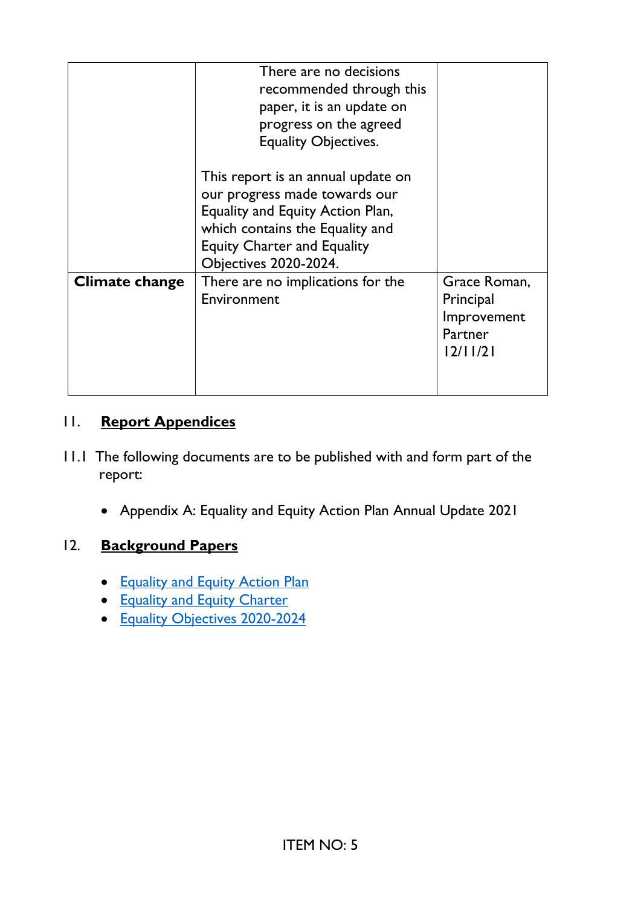| | | |
|---|---|---|
| | There are no decisions recommended through this paper, it is an update on progress on the agreed Equality Objectives.<br><br>This report is an annual update on our progress made towards our Equality and Equity Action Plan, which contains the Equality and Equity Charter and Equality Objectives 2020-2024. | |
| **Climate change** | There are no implications for the Environment | Grace Roman, Principal Improvement Partner 12/11/21 |

## 11. Report Appendices

11.1 The following documents are to be published with and form part of the report:

- Appendix A: Equality and Equity Action Plan Annual Update 2021

## 12. Background Papers

- Equality and Equity Action Plan
- Equality and Equity Charter
- Equality Objectives 2020-2024

ITEM NO: 5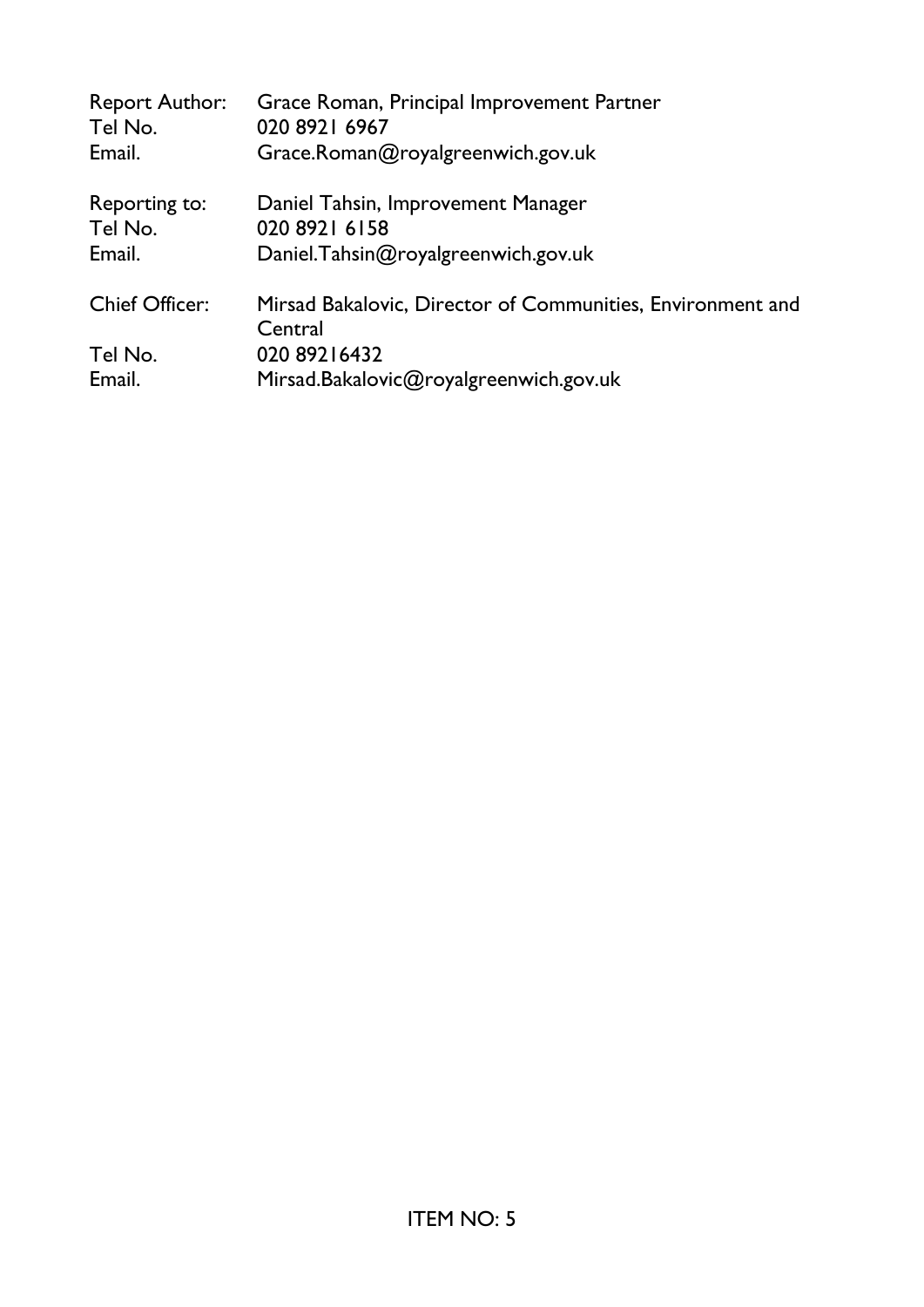| | |
|---|---|
| Report Author: | Grace Roman, Principal Improvement Partner |
| Tel No. | 020 8921 6967 |
| Email. | Grace.Roman@royalgreenwich.gov.uk |
| | |
| Reporting to: | Daniel Tahsin, Improvement Manager |
| Tel No. | 020 8921 6158 |
| Email. | Daniel.Tahsin@royalgreenwich.gov.uk |
| | |
| Chief Officer: | Mirsad Bakalovic, Director of Communities, Environment and Central |
| Tel No. | 020 89216432 |
| Email. | Mirsad.Bakalovic@royalgreenwich.gov.uk |

ITEM NO: 5